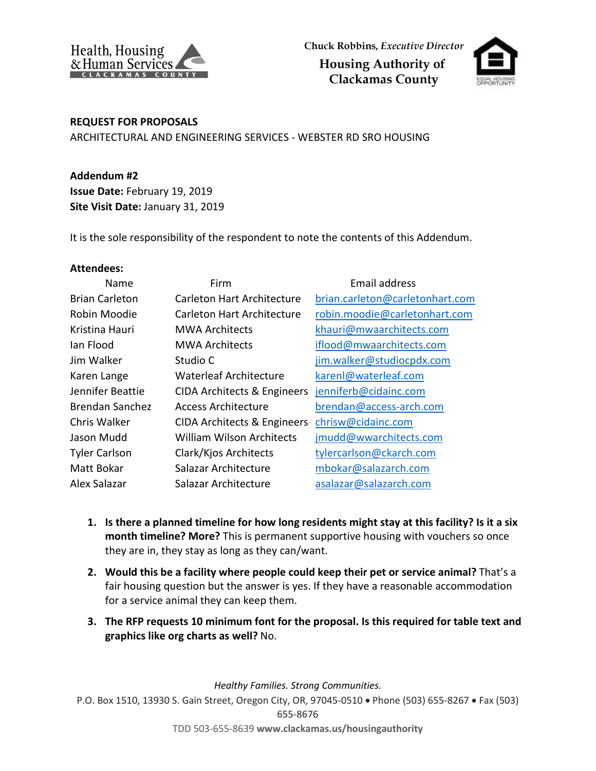Health, Housing & Human Services
CLACKAMAS COUNTY

Chuck Robbins, *Executive Director*
**Housing Authority of Clackamas County**

**REQUEST FOR PROPOSALS**
ARCHITECTURAL AND ENGINEERING SERVICES - WEBSTER RD SRO HOUSING

**Addendum #2**
**Issue Date:** February 19, 2019
**Site Visit Date:** January 31, 2019

It is the sole responsibility of the respondent to note the contents of this Addendum.

**Attendees:**

| Name | Firm | Email address |
|---|---|---|
| Brian Carleton | Carleton Hart Architecture | brian.carleton@carletonhart.com |
| Robin Moodie | Carleton Hart Architecture | robin.moodie@carletonhart.com |
| Kristina Hauri | MWA Architects | khauri@mwaarchitects.com |
| Ian Flood | MWA Architects | iflood@mwaarchitects.com |
| Jim Walker | Studio C | jim.walker@studiocpdx.com |
| Karen Lange | Waterleaf Architecture | karenl@waterleaf.com |
| Jennifer Beattie | CIDA Architects & Engineers | jenniferb@cidainc.com |
| Brendan Sanchez | Access Architecture | brendan@access-arch.com |
| Chris Walker | CIDA Architects & Engineers | chrisw@cidainc.com |
| Jason Mudd | William Wilson Architects | jmudd@wwarchitects.com |
| Tyler Carlson | Clark/Kjos Architects | tylercarlson@ckarch.com |
| Matt Bokar | Salazar Architecture | mbokar@salazarch.com |
| Alex Salazar | Salazar Architecture | asalazar@salazarch.com |

1. **Is there a planned timeline for how long residents might stay at this facility? Is it a six month timeline? More?** This is permanent supportive housing with vouchers so once they are in, they stay as long as they can/want.
2. **Would this be a facility where people could keep their pet or service animal?** That's a fair housing question but the answer is yes. If they have a reasonable accommodation for a service animal they can keep them.
3. **The RFP requests 10 minimum font for the proposal. Is this required for table text and graphics like org charts as well?** No.

*Healthy Families. Strong Communities.*
P.O. Box 1510, 13930 S. Gain Street, Oregon City, OR, 97045-0510 • Phone (503) 655-8267 • Fax (503) 655-8676
TDD 503-655-8639 **www.clackamas.us/housingauthority**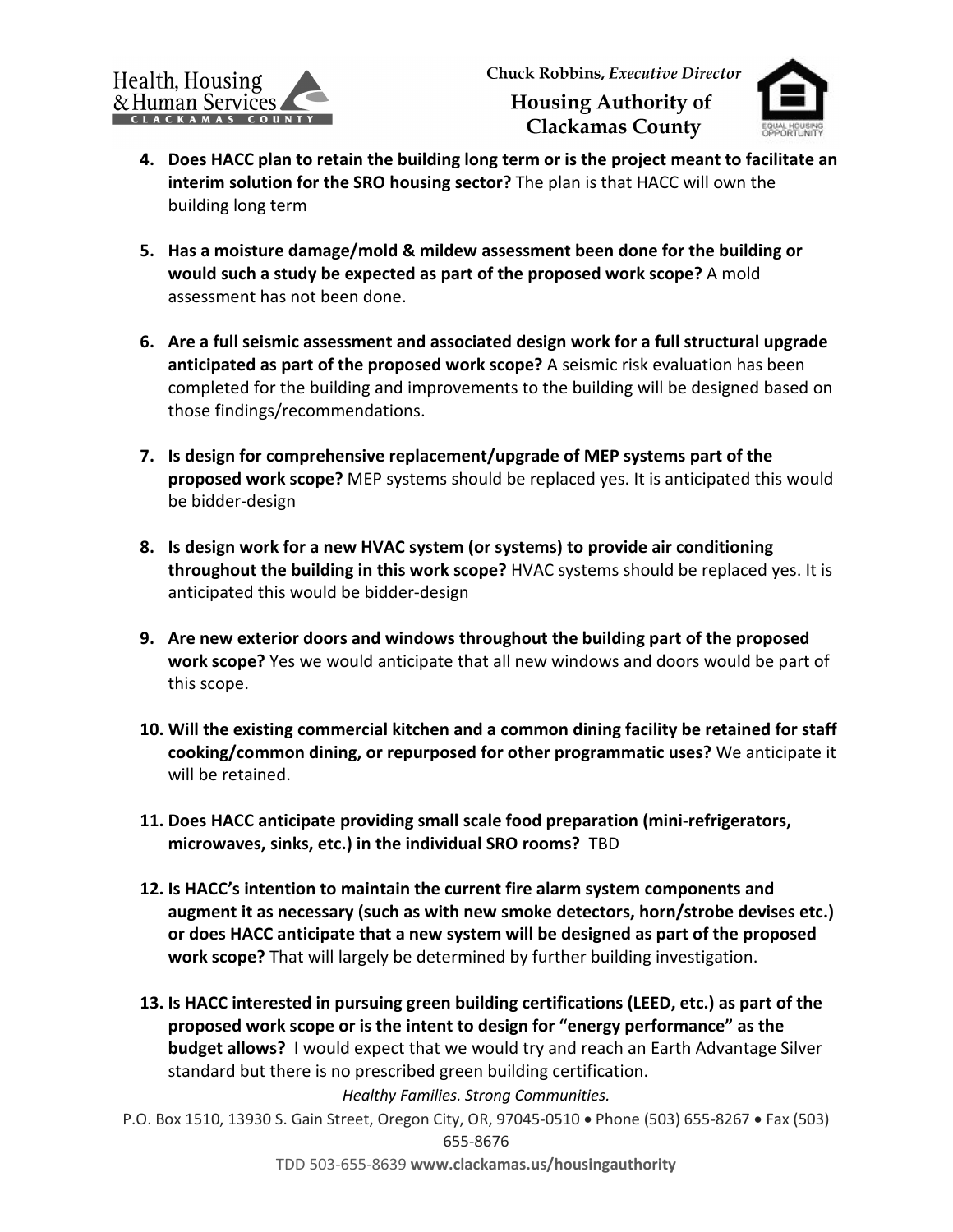4. **Does HACC plan to retain the building long term or is the project meant to facilitate an interim solution for the SRO housing sector?** The plan is that HACC will own the building long term

5. **Has a moisture damage/mold & mildew assessment been done for the building or would such a study be expected as part of the proposed work scope?** A mold assessment has not been done.

6. **Are a full seismic assessment and associated design work for a full structural upgrade anticipated as part of the proposed work scope?** A seismic risk evaluation has been completed for the building and improvements to the building will be designed based on those findings/recommendations.

7. **Is design for comprehensive replacement/upgrade of MEP systems part of the proposed work scope?** MEP systems should be replaced yes. It is anticipated this would be bidder-design

8. **Is design work for a new HVAC system (or systems) to provide air conditioning throughout the building in this work scope?** HVAC systems should be replaced yes. It is anticipated this would be bidder-design

9. **Are new exterior doors and windows throughout the building part of the proposed work scope?** Yes we would anticipate that all new windows and doors would be part of this scope.

10. **Will the existing commercial kitchen and a common dining facility be retained for staff cooking/common dining, or repurposed for other programmatic uses?** We anticipate it will be retained.

11. **Does HACC anticipate providing small scale food preparation (mini-refrigerators, microwaves, sinks, etc.) in the individual SRO rooms?** TBD

12. **Is HACC's intention to maintain the current fire alarm system components and augment it as necessary (such as with new smoke detectors, horn/strobe devises etc.) or does HACC anticipate that a new system will be designed as part of the proposed work scope?** That will largely be determined by further building investigation.

13. **Is HACC interested in pursuing green building certifications (LEED, etc.) as part of the proposed work scope or is the intent to design for "energy performance" as the budget allows?** I would expect that we would try and reach an Earth Advantage Silver standard but there is no prescribed green building certification.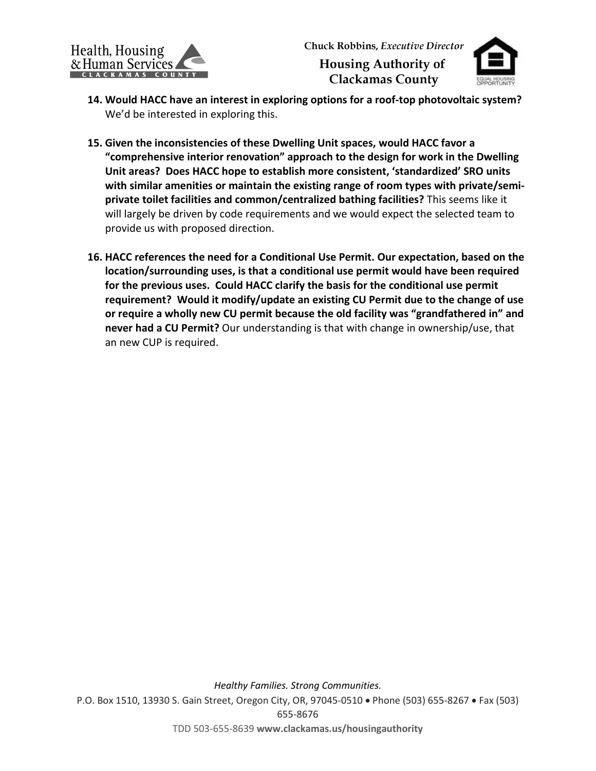14. **Would HACC have an interest in exploring options for a roof-top photovoltaic system?** We'd be interested in exploring this.

15. **Given the inconsistencies of these Dwelling Unit spaces, would HACC favor a "comprehensive interior renovation" approach to the design for work in the Dwelling Unit areas? Does HACC hope to establish more consistent, 'standardized' SRO units with similar amenities or maintain the existing range of room types with private/semi-private toilet facilities and common/centralized bathing facilities?** This seems like it will largely be driven by code requirements and we would expect the selected team to provide us with proposed direction.

16. **HACC references the need for a Conditional Use Permit. Our expectation, based on the location/surrounding uses, is that a conditional use permit would have been required for the previous uses. Could HACC clarify the basis for the conditional use permit requirement? Would it modify/update an existing CU Permit due to the change of use or require a wholly new CU permit because the old facility was "grandfathered in" and never had a CU Permit?** Our understanding is that with change in ownership/use, that an new CUP is required.